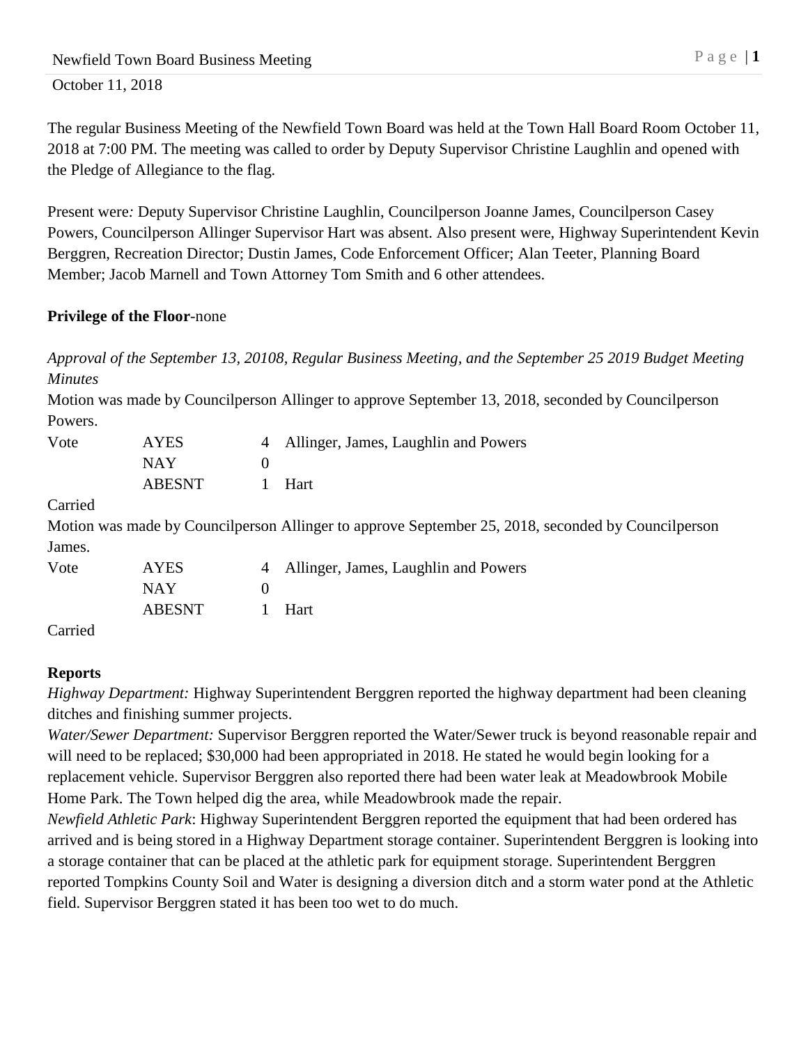October 11, 2018

The regular Business Meeting of the Newfield Town Board was held at the Town Hall Board Room October 11, 2018 at 7:00 PM. The meeting was called to order by Deputy Supervisor Christine Laughlin and opened with the Pledge of Allegiance to the flag.

Present were*:* Deputy Supervisor Christine Laughlin, Councilperson Joanne James, Councilperson Casey Powers, Councilperson Allinger Supervisor Hart was absent. Also present were, Highway Superintendent Kevin Berggren, Recreation Director; Dustin James, Code Enforcement Officer; Alan Teeter, Planning Board Member; Jacob Marnell and Town Attorney Tom Smith and 6 other attendees.

**Privilege of the Floor**-none

*Approval of the September 13, 20108, Regular Business Meeting, and the September 25 2019 Budget Meeting Minutes*

Motion was made by Councilperson Allinger to approve September 13, 2018, seconded by Councilperson Powers.

| Vote | AYES | 4 | Allinger, James, Laughlin and Powers |
|---|---|---|---|
| | NAY | 0 | |
| | ABESNT | 1 | Hart |

Carried

Motion was made by Councilperson Allinger to approve September 25, 2018, seconded by Councilperson James.

| Vote | AYES | 4 | Allinger, James, Laughlin and Powers |
|---|---|---|---|
| | NAY | 0 | |
| | ABESNT | 1 | Hart |

Carried

**Reports**

*Highway Department:* Highway Superintendent Berggren reported the highway department had been cleaning ditches and finishing summer projects.

*Water/Sewer Department:* Supervisor Berggren reported the Water/Sewer truck is beyond reasonable repair and will need to be replaced; $30,000 had been appropriated in 2018. He stated he would begin looking for a replacement vehicle. Supervisor Berggren also reported there had been water leak at Meadowbrook Mobile Home Park. The Town helped dig the area, while Meadowbrook made the repair.

*Newfield Athletic Park*: Highway Superintendent Berggren reported the equipment that had been ordered has arrived and is being stored in a Highway Department storage container. Superintendent Berggren is looking into a storage container that can be placed at the athletic park for equipment storage. Superintendent Berggren reported Tompkins County Soil and Water is designing a diversion ditch and a storm water pond at the Athletic field. Supervisor Berggren stated it has been too wet to do much.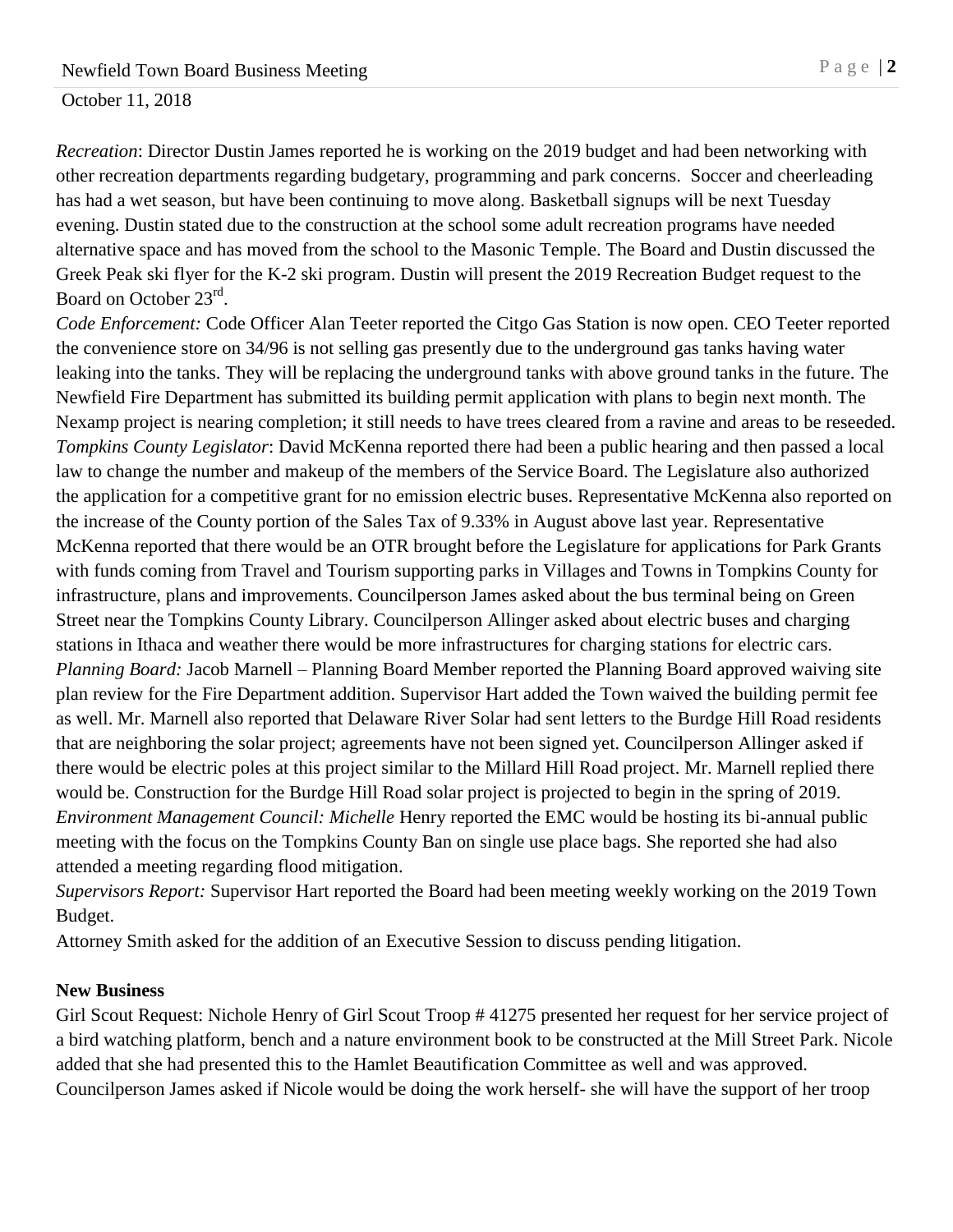*Recreation*: Director Dustin James reported he is working on the 2019 budget and had been networking with other recreation departments regarding budgetary, programming and park concerns. Soccer and cheerleading has had a wet season, but have been continuing to move along. Basketball signups will be next Tuesday evening. Dustin stated due to the construction at the school some adult recreation programs have needed alternative space and has moved from the school to the Masonic Temple. The Board and Dustin discussed the Greek Peak ski flyer for the K-2 ski program. Dustin will present the 2019 Recreation Budget request to the Board on October 23rd.

*Code Enforcement:* Code Officer Alan Teeter reported the Citgo Gas Station is now open. CEO Teeter reported the convenience store on 34/96 is not selling gas presently due to the underground gas tanks having water leaking into the tanks. They will be replacing the underground tanks with above ground tanks in the future. The Newfield Fire Department has submitted its building permit application with plans to begin next month. The Nexamp project is nearing completion; it still needs to have trees cleared from a ravine and areas to be reseeded.

*Tompkins County Legislator*: David McKenna reported there had been a public hearing and then passed a local law to change the number and makeup of the members of the Service Board. The Legislature also authorized the application for a competitive grant for no emission electric buses. Representative McKenna also reported on the increase of the County portion of the Sales Tax of 9.33% in August above last year. Representative McKenna reported that there would be an OTR brought before the Legislature for applications for Park Grants with funds coming from Travel and Tourism supporting parks in Villages and Towns in Tompkins County for infrastructure, plans and improvements. Councilperson James asked about the bus terminal being on Green Street near the Tompkins County Library. Councilperson Allinger asked about electric buses and charging stations in Ithaca and weather there would be more infrastructures for charging stations for electric cars.

*Planning Board:* Jacob Marnell – Planning Board Member reported the Planning Board approved waiving site plan review for the Fire Department addition. Supervisor Hart added the Town waived the building permit fee as well. Mr. Marnell also reported that Delaware River Solar had sent letters to the Burdge Hill Road residents that are neighboring the solar project; agreements have not been signed yet. Councilperson Allinger asked if there would be electric poles at this project similar to the Millard Hill Road project. Mr. Marnell replied there would be. Construction for the Burdge Hill Road solar project is projected to begin in the spring of 2019.

*Environment Management Council: Michelle* Henry reported the EMC would be hosting its bi-annual public meeting with the focus on the Tompkins County Ban on single use place bags. She reported she had also attended a meeting regarding flood mitigation.

*Supervisors Report:* Supervisor Hart reported the Board had been meeting weekly working on the 2019 Town Budget.

Attorney Smith asked for the addition of an Executive Session to discuss pending litigation.

**New Business**

Girl Scout Request: Nichole Henry of Girl Scout Troop # 41275 presented her request for her service project of a bird watching platform, bench and a nature environment book to be constructed at the Mill Street Park. Nicole added that she had presented this to the Hamlet Beautification Committee as well and was approved. Councilperson James asked if Nicole would be doing the work herself- she will have the support of her troop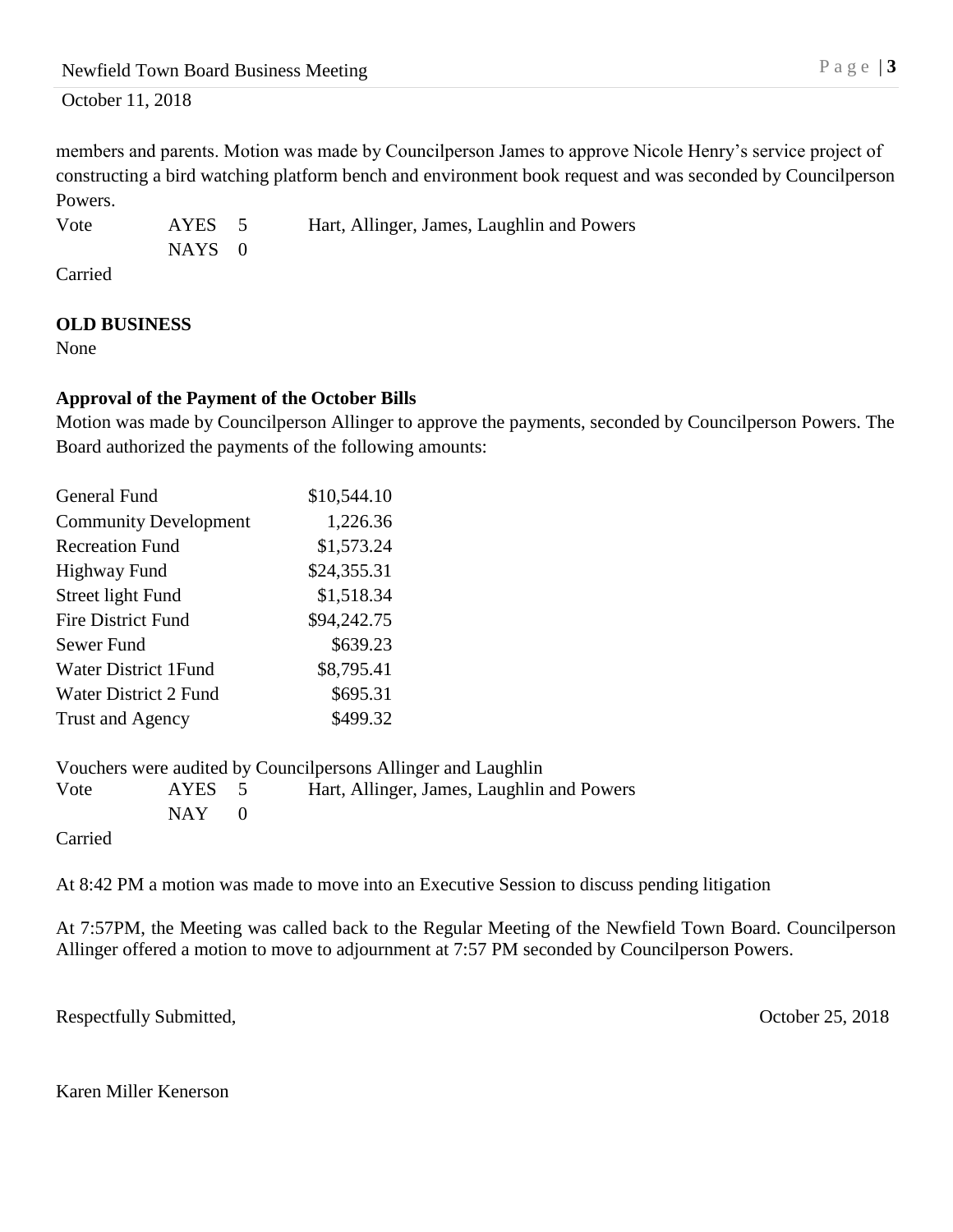members and parents. Motion was made by Councilperson James to approve Nicole Henry's service project of constructing a bird watching platform bench and environment book request and was seconded by Councilperson Powers.

| Vote | AYES 5 | Hart, Allinger, James, Laughlin and Powers |
|---|---|---|
| | NAYS 0 | |

Carried

**OLD BUSINESS**

None

**Approval of the Payment of the October Bills**

Motion was made by Councilperson Allinger to approve the payments, seconded by Councilperson Powers. The Board authorized the payments of the following amounts:

| Fund | Amount |
|---|---|
| General Fund | $10,544.10 |
| Community Development | 1,226.36 |
| Recreation Fund | $1,573.24 |
| Highway Fund | $24,355.31 |
| Street light Fund | $1,518.34 |
| Fire District Fund | $94,242.75 |
| Sewer Fund | $639.23 |
| Water District 1Fund | $8,795.41 |
| Water District 2 Fund | $695.31 |
| Trust and Agency | $499.32 |

Vouchers were audited by Councilpersons Allinger and Laughlin

| Vote | AYES 5 | Hart, Allinger, James, Laughlin and Powers |
|---|---|---|
| | NAY 0 | |

Carried

At 8:42 PM a motion was made to move into an Executive Session to discuss pending litigation

At 7:57PM, the Meeting was called back to the Regular Meeting of the Newfield Town Board. Councilperson Allinger offered a motion to move to adjournment at 7:57 PM seconded by Councilperson Powers.

Respectfully Submitted, October 25, 2018

Karen Miller Kenerson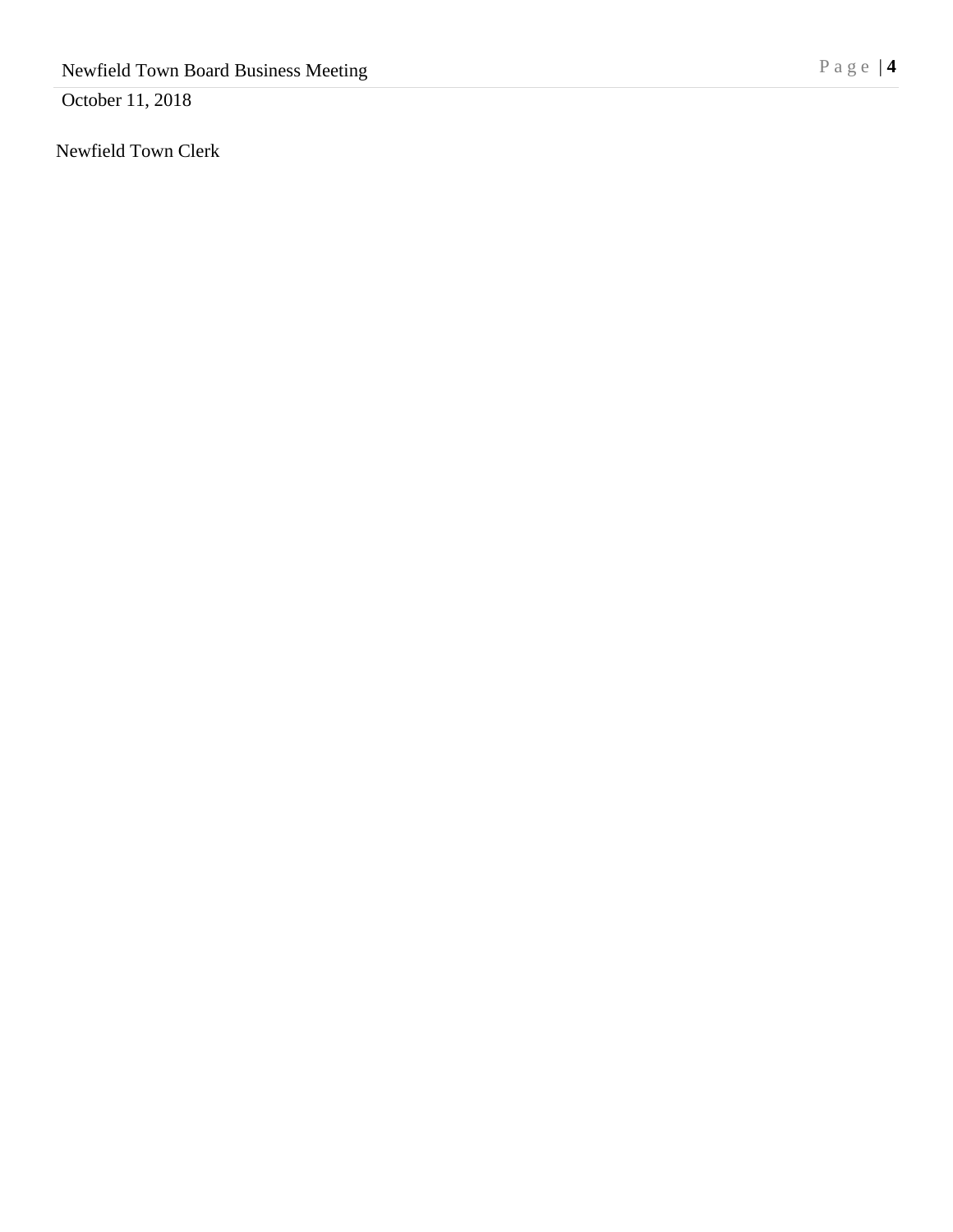Newfield Town Clerk